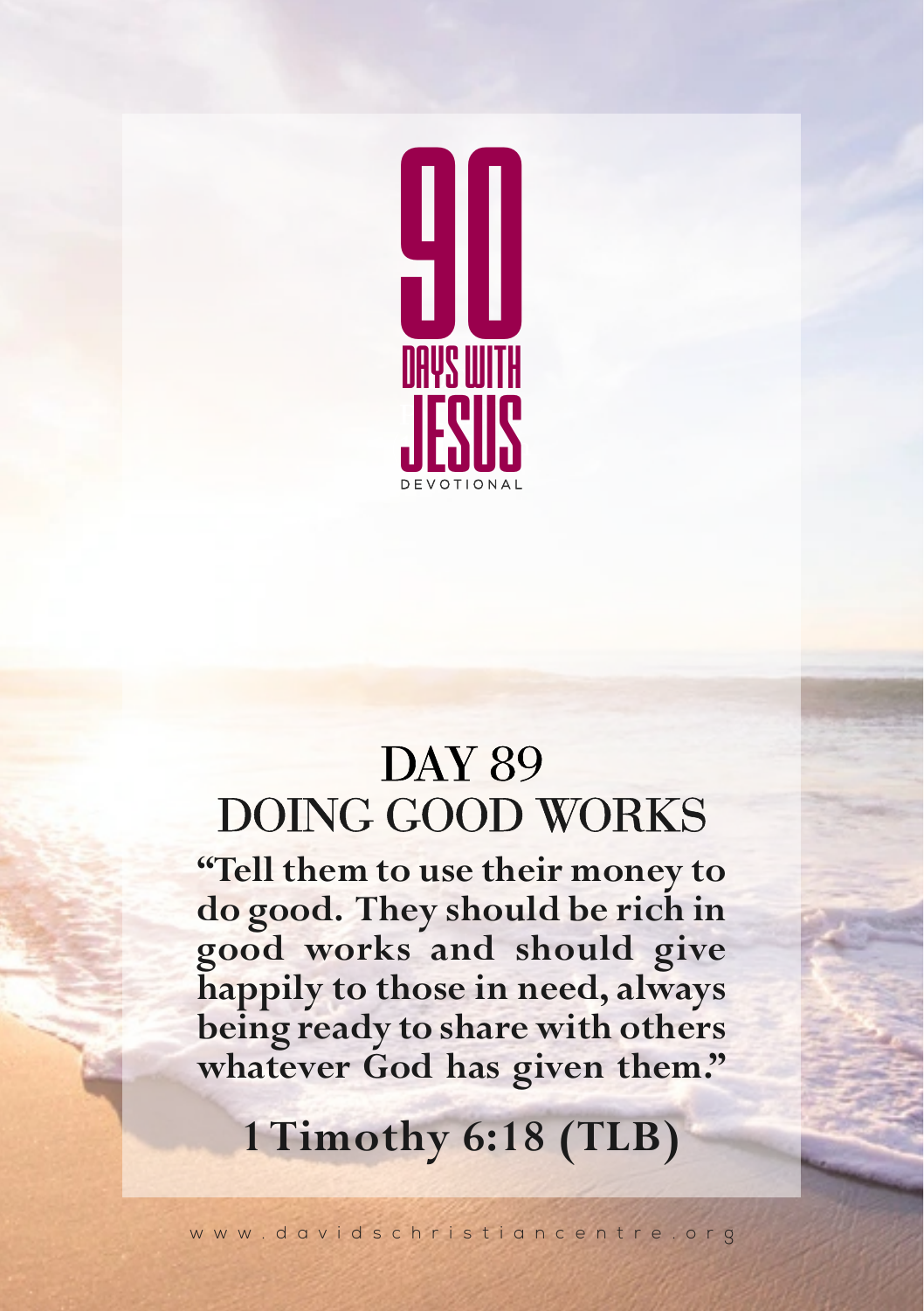# 90 DAYS WITH JESUS

DEVOTIONAL

## DAY 89
## DOING GOOD WORKS

**"Tell them to use their money to do good. They should be rich in good works and should give happily to those in need, always being ready to share with others whatever God has given them."**

**1 Timothy 6:18 (TLB)**

www.davidschristiancentre.org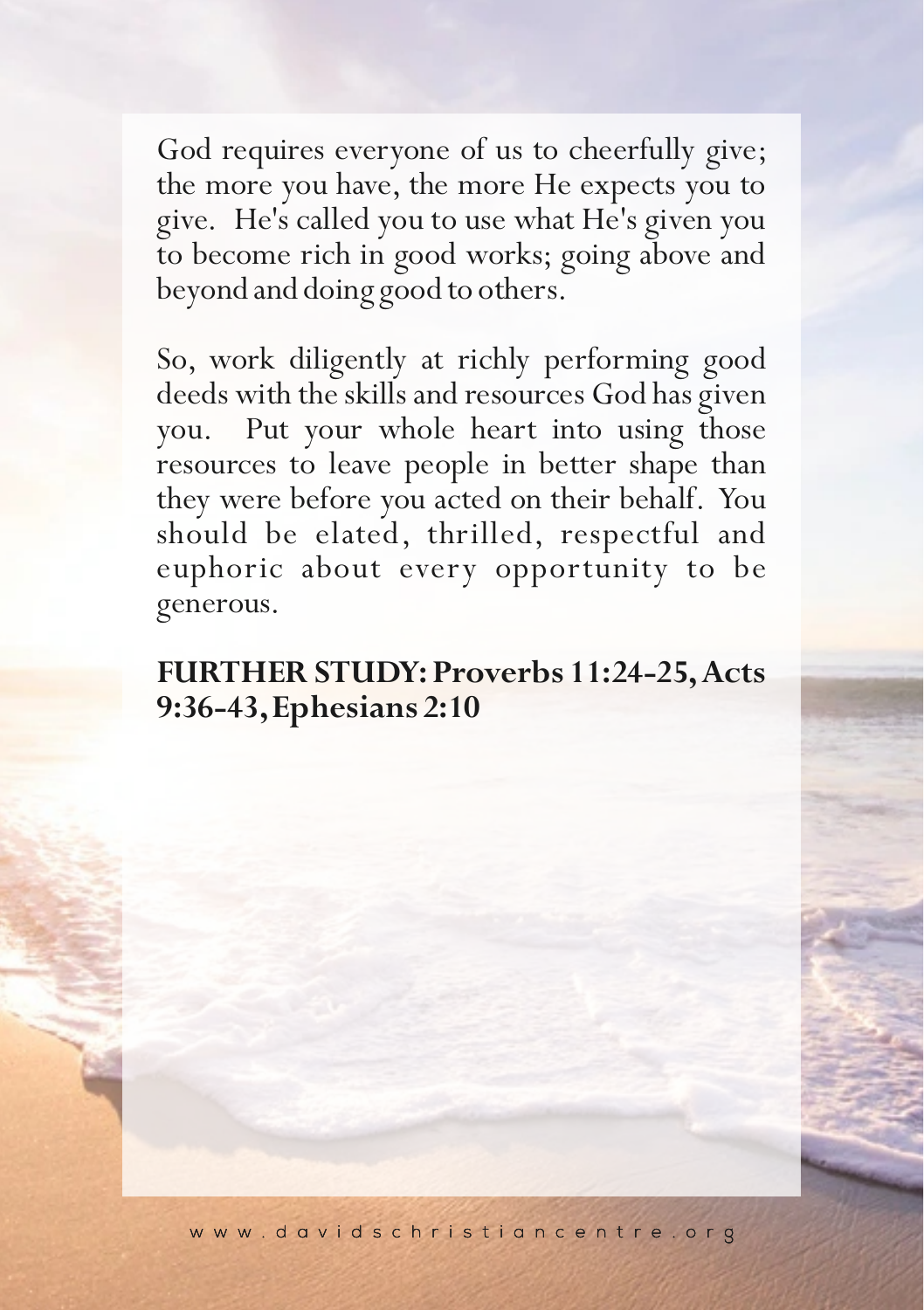God requires everyone of us to cheerfully give; the more you have, the more He expects you to give. He's called you to use what He's given you to become rich in good works; going above and beyond and doing good to others.

So, work diligently at richly performing good deeds with the skills and resources God has given you. Put your whole heart into using those resources to leave people in better shape than they were before you acted on their behalf. You should be elated, thrilled, respectful and euphoric about every opportunity to be generous.

**FURTHER STUDY: Proverbs 11:24-25, Acts 9:36-43, Ephesians 2:10**

www.davidschristiancentre.org